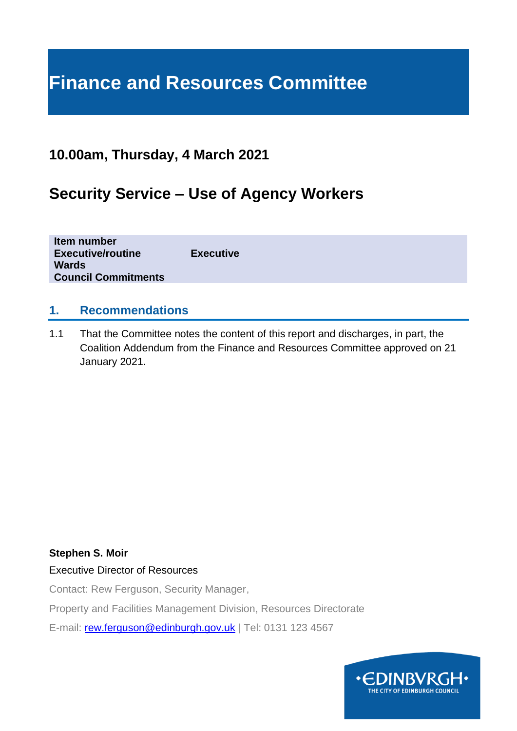# Finance and Resources Committee

## 10.00am, Thursday, 4 March 2021

## Security Service – Use of Agency Workers

| | |
|---|---|
| **Item number** | |
| **Executive/routine** | **Executive** |
| **Wards** | |
| **Council Commitments** | |

### 1. Recommendations

1.1 That the Committee notes the content of this report and discharges, in part, the Coalition Addendum from the Finance and Resources Committee approved on 21 January 2021.

**Stephen S. Moir**

Executive Director of Resources

Contact: Rew Ferguson, Security Manager,

Property and Facilities Management Division, Resources Directorate

E-mail: rew.ferguson@edinburgh.gov.uk | Tel: 0131 123 4567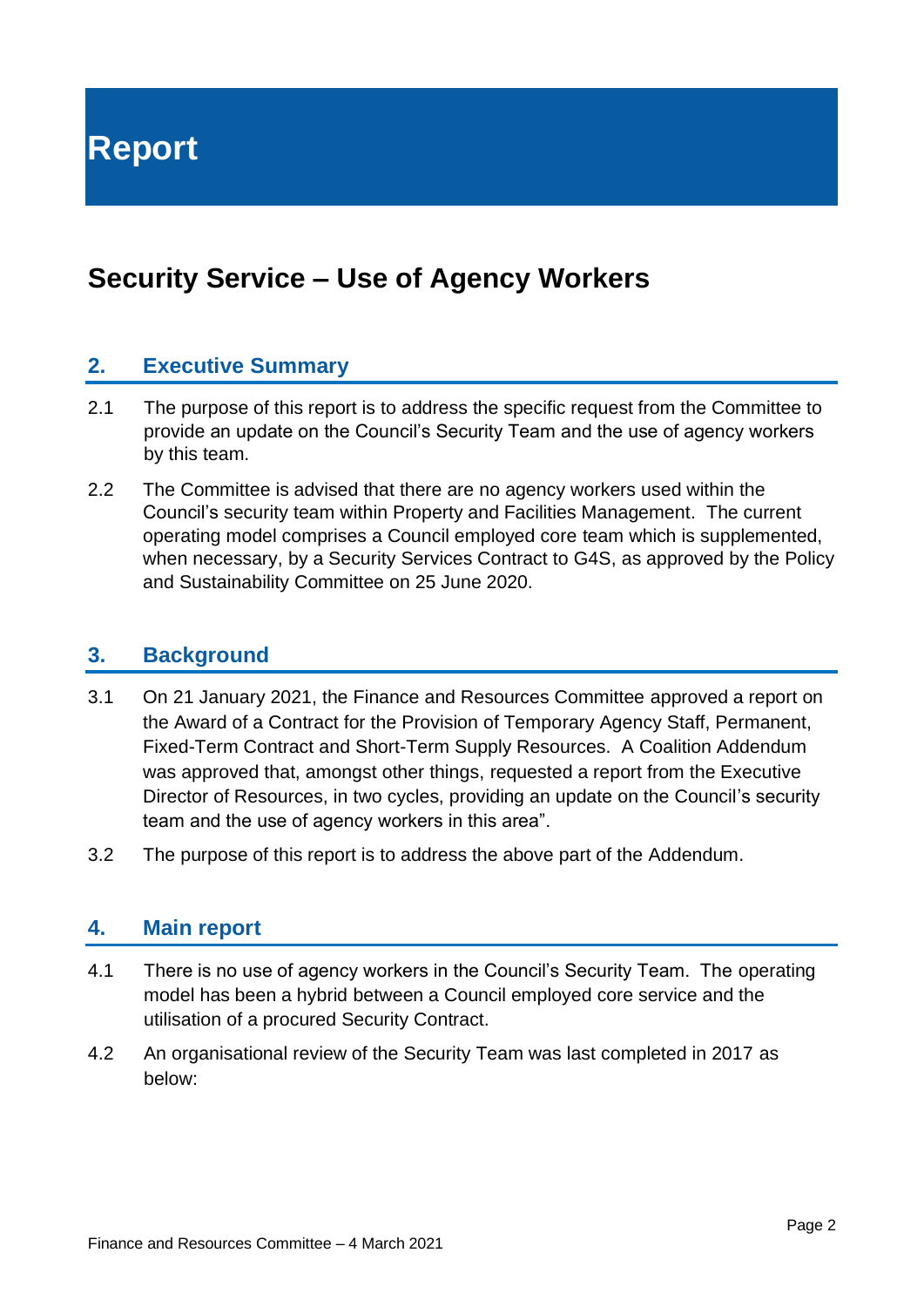# Report

## Security Service – Use of Agency Workers

### 2. Executive Summary

2.1 The purpose of this report is to address the specific request from the Committee to provide an update on the Council's Security Team and the use of agency workers by this team.

2.2 The Committee is advised that there are no agency workers used within the Council's security team within Property and Facilities Management. The current operating model comprises a Council employed core team which is supplemented, when necessary, by a Security Services Contract to G4S, as approved by the Policy and Sustainability Committee on 25 June 2020.

### 3. Background

3.1 On 21 January 2021, the Finance and Resources Committee approved a report on the Award of a Contract for the Provision of Temporary Agency Staff, Permanent, Fixed-Term Contract and Short-Term Supply Resources. A Coalition Addendum was approved that, amongst other things, requested a report from the Executive Director of Resources, in two cycles, providing an update on the Council's security team and the use of agency workers in this area".

3.2 The purpose of this report is to address the above part of the Addendum.

### 4. Main report

4.1 There is no use of agency workers in the Council's Security Team. The operating model has been a hybrid between a Council employed core service and the utilisation of a procured Security Contract.

4.2 An organisational review of the Security Team was last completed in 2017 as below: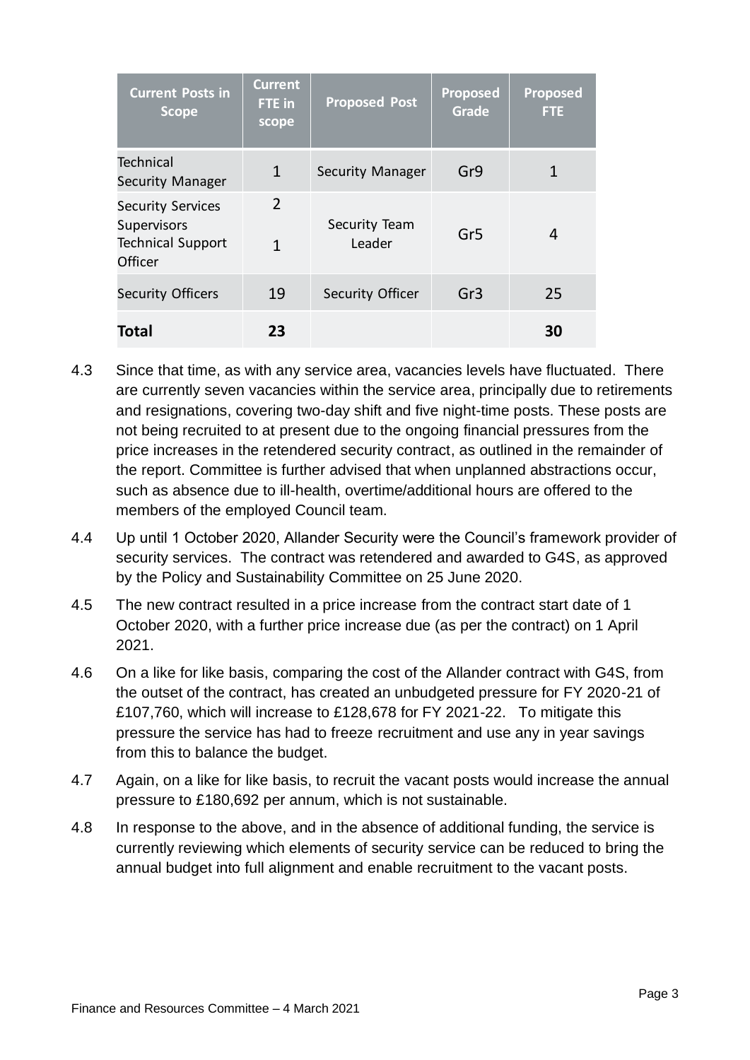| Current Posts in Scope | Current FTE in scope | Proposed Post | Proposed Grade | Proposed FTE |
|---|---|---|---|---|
| Technical Security Manager | 1 | Security Manager | Gr9 | 1 |
| Security Services Supervisors<br>Technical Support Officer | 2<br><br>1 | Security Team Leader | Gr5 | 4 |
| Security Officers | 19 | Security Officer | Gr3 | 25 |
| **Total** | **23** | | | **30** |

4.3 Since that time, as with any service area, vacancies levels have fluctuated. There are currently seven vacancies within the service area, principally due to retirements and resignations, covering two-day shift and five night-time posts. These posts are not being recruited to at present due to the ongoing financial pressures from the price increases in the retendered security contract, as outlined in the remainder of the report. Committee is further advised that when unplanned abstractions occur, such as absence due to ill-health, overtime/additional hours are offered to the members of the employed Council team.

4.4 Up until 1 October 2020, Allander Security were the Council's framework provider of security services. The contract was retendered and awarded to G4S, as approved by the Policy and Sustainability Committee on 25 June 2020.

4.5 The new contract resulted in a price increase from the contract start date of 1 October 2020, with a further price increase due (as per the contract) on 1 April 2021.

4.6 On a like for like basis, comparing the cost of the Allander contract with G4S, from the outset of the contract, has created an unbudgeted pressure for FY 2020-21 of £107,760, which will increase to £128,678 for FY 2021-22. To mitigate this pressure the service has had to freeze recruitment and use any in year savings from this to balance the budget.

4.7 Again, on a like for like basis, to recruit the vacant posts would increase the annual pressure to £180,692 per annum, which is not sustainable.

4.8 In response to the above, and in the absence of additional funding, the service is currently reviewing which elements of security service can be reduced to bring the annual budget into full alignment and enable recruitment to the vacant posts.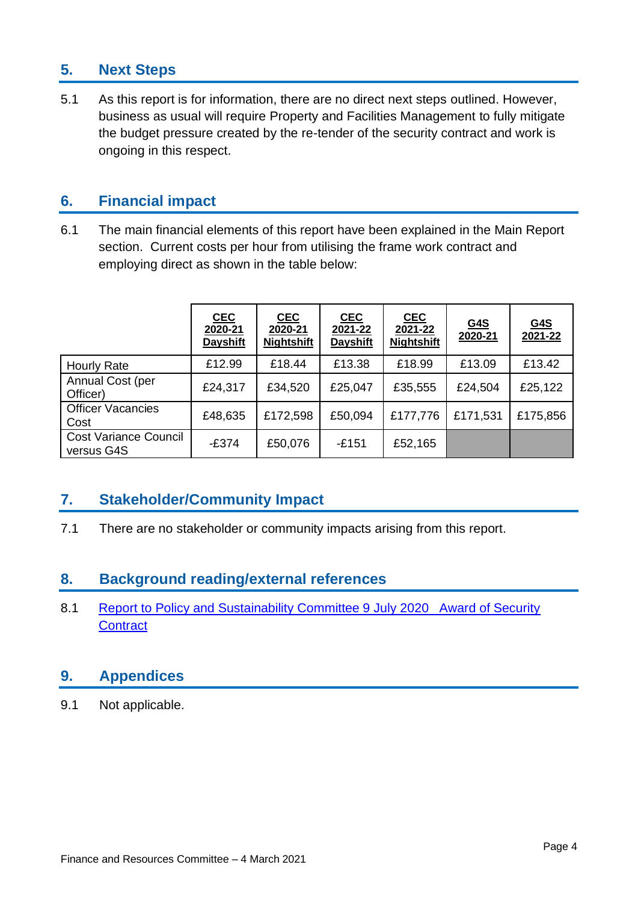## 5. Next Steps

5.1 As this report is for information, there are no direct next steps outlined. However, business as usual will require Property and Facilities Management to fully mitigate the budget pressure created by the re-tender of the security contract and work is ongoing in this respect.

## 6. Financial impact

6.1 The main financial elements of this report have been explained in the Main Report section. Current costs per hour from utilising the frame work contract and employing direct as shown in the table below:

| | CEC 2020-21 Dayshift | CEC 2020-21 Nightshift | CEC 2021-22 Dayshift | CEC 2021-22 Nightshift | G4S 2020-21 | G4S 2021-22 |
|---|---|---|---|---|---|---|
| Hourly Rate | £12.99 | £18.44 | £13.38 | £18.99 | £13.09 | £13.42 |
| Annual Cost (per Officer) | £24,317 | £34,520 | £25,047 | £35,555 | £24,504 | £25,122 |
| Officer Vacancies Cost | £48,635 | £172,598 | £50,094 | £177,776 | £171,531 | £175,856 |
| Cost Variance Council versus G4S | -£374 | £50,076 | -£151 | £52,165 | | |

## 7. Stakeholder/Community Impact

7.1 There are no stakeholder or community impacts arising from this report.

## 8. Background reading/external references

8.1 Report to Policy and Sustainability Committee 9 July 2020 Award of Security Contract

## 9. Appendices

9.1 Not applicable.